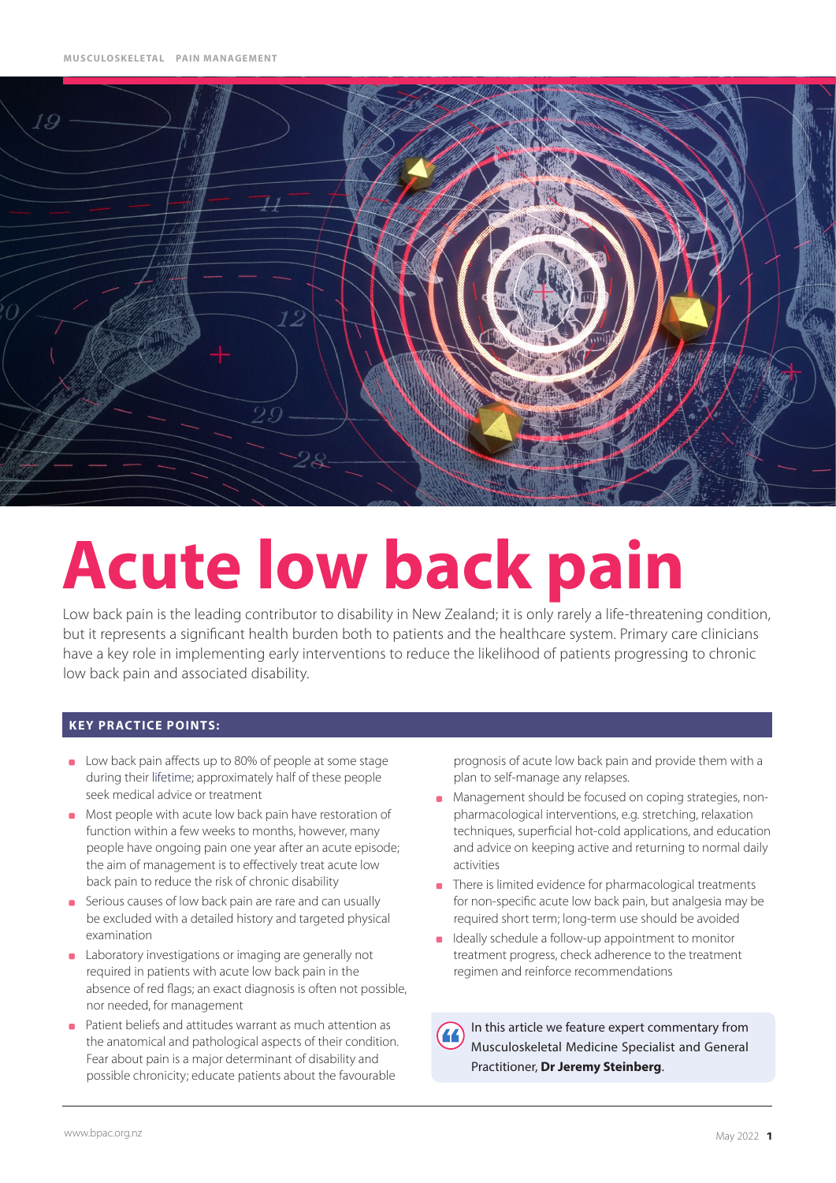# Acute low back pain

Low back pain is the leading contributor to disability in New Zealand; it is only rarely a life-threatening condition, but it represents a significant health burden both to patients and the healthcare system. Primary care clinicians have a key role in implementing early interventions to reduce the likelihood of patients progressing to chronic low back pain and associated disability.

## KEY PRACTICE POINTS:

- Low back pain affects up to 80% of people at some stage during their lifetime; approximately half of these people seek medical advice or treatment
- Most people with acute low back pain have restoration of function within a few weeks to months, however, many people have ongoing pain one year after an acute episode; the aim of management is to effectively treat acute low back pain to reduce the risk of chronic disability
- Serious causes of low back pain are rare and can usually be excluded with a detailed history and targeted physical examination
- Laboratory investigations or imaging are generally not required in patients with acute low back pain in the absence of red flags; an exact diagnosis is often not possible, nor needed, for management
- Patient beliefs and attitudes warrant as much attention as the anatomical and pathological aspects of their condition. Fear about pain is a major determinant of disability and possible chronicity; educate patients about the favourable prognosis of acute low back pain and provide them with a plan to self-manage any relapses.
- Management should be focused on coping strategies, non-pharmacological interventions, e.g. stretching, relaxation techniques, superficial hot-cold applications, and education and advice on keeping active and returning to normal daily activities
- There is limited evidence for pharmacological treatments for non-specific acute low back pain, but analgesia may be required short term; long-term use should be avoided
- Ideally schedule a follow-up appointment to monitor treatment progress, check adherence to the treatment regimen and reinforce recommendations

In this article we feature expert commentary from Musculoskeletal Medicine Specialist and General Practitioner, **Dr Jeremy Steinberg**.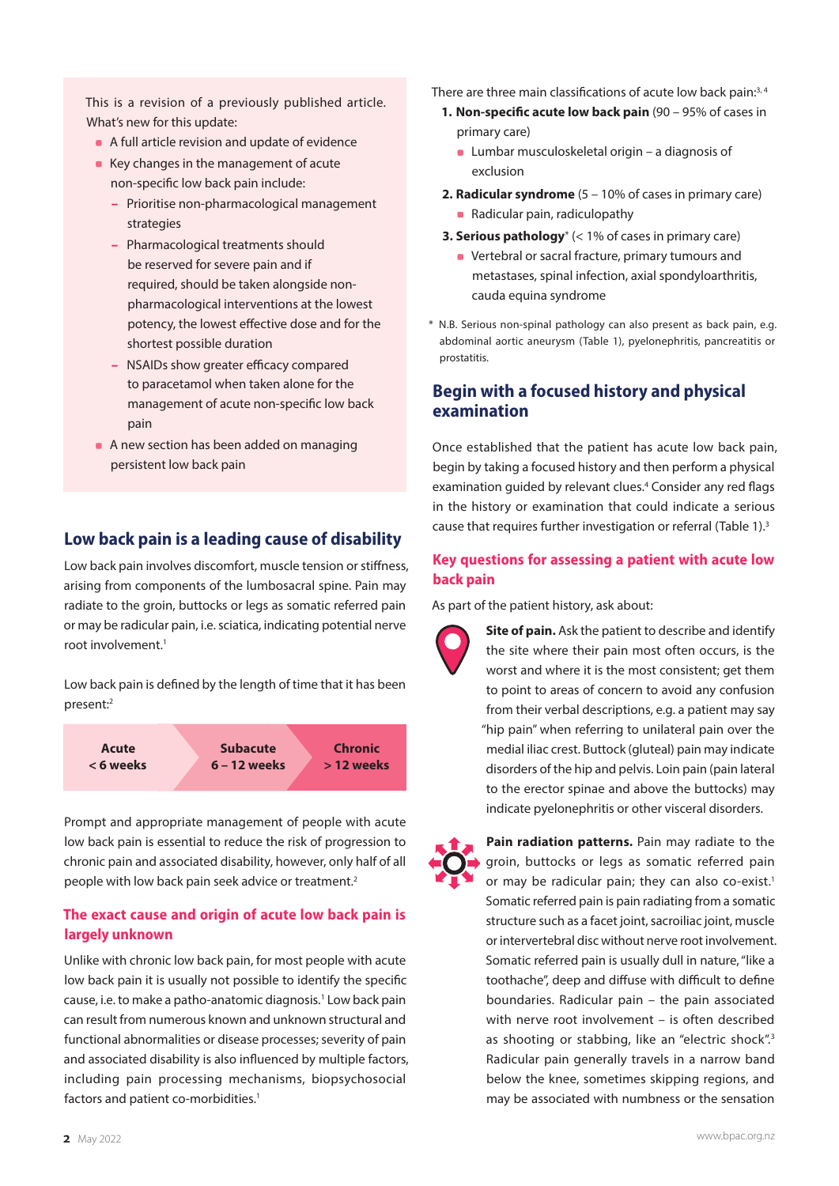This is a revision of a previously published article. What's new for this update:

- A full article revision and update of evidence
- Key changes in the management of acute non-specific low back pain include:
  - Prioritise non-pharmacological management strategies
  - Pharmacological treatments should be reserved for severe pain and if required, should be taken alongside non-pharmacological interventions at the lowest potency, the lowest effective dose and for the shortest possible duration
  - NSAIDs show greater efficacy compared to paracetamol when taken alone for the management of acute non-specific low back pain
- A new section has been added on managing persistent low back pain

## Low back pain is a leading cause of disability

Low back pain involves discomfort, muscle tension or stiffness, arising from components of the lumbosacral spine. Pain may radiate to the groin, buttocks or legs as somatic referred pain or may be radicular pain, i.e. sciatica, indicating potential nerve root involvement.[1]

Low back pain is defined by the length of time that it has been present:[2]

| Acute | Subacute | Chronic |
|---|---|---|
| < 6 weeks | 6 – 12 weeks | > 12 weeks |

Prompt and appropriate management of people with acute low back pain is essential to reduce the risk of progression to chronic pain and associated disability, however, only half of all people with low back pain seek advice or treatment.[2]

### The exact cause and origin of acute low back pain is largely unknown

Unlike with chronic low back pain, for most people with acute low back pain it is usually not possible to identify the specific cause, i.e. to make a patho-anatomic diagnosis.[1] Low back pain can result from numerous known and unknown structural and functional abnormalities or disease processes; severity of pain and associated disability is also influenced by multiple factors, including pain processing mechanisms, biopsychosocial factors and patient co-morbidities.[1]

There are three main classifications of acute low back pain:[3,4]

1. **Non-specific acute low back pain** (90 – 95% of cases in primary care)
   - Lumbar musculoskeletal origin – a diagnosis of exclusion
2. **Radicular syndrome** (5 – 10% of cases in primary care)
   - Radicular pain, radiculopathy
3. **Serious pathology*** (< 1% of cases in primary care)
   - Vertebral or sacral fracture, primary tumours and metastases, spinal infection, axial spondyloarthritis, cauda equina syndrome

\* N.B. Serious non-spinal pathology can also present as back pain, e.g. abdominal aortic aneurysm (Table 1), pyelonephritis, pancreatitis or prostatitis.

## Begin with a focused history and physical examination

Once established that the patient has acute low back pain, begin by taking a focused history and then perform a physical examination guided by relevant clues.[4] Consider any red flags in the history or examination that could indicate a serious cause that requires further investigation or referral (Table 1).[3]

### Key questions for assessing a patient with acute low back pain

As part of the patient history, ask about:

**Site of pain.** Ask the patient to describe and identify the site where their pain most often occurs, is the worst and where it is the most consistent; get them to point to areas of concern to avoid any confusion from their verbal descriptions, e.g. a patient may say "hip pain" when referring to unilateral pain over the medial iliac crest. Buttock (gluteal) pain may indicate disorders of the hip and pelvis. Loin pain (pain lateral to the erector spinae and above the buttocks) may indicate pyelonephritis or other visceral disorders.

**Pain radiation patterns.** Pain may radiate to the groin, buttocks or legs as somatic referred pain or may be radicular pain; they can also co-exist.[1] Somatic referred pain is pain radiating from a somatic structure such as a facet joint, sacroiliac joint, muscle or intervertebral disc without nerve root involvement. Somatic referred pain is usually dull in nature, "like a toothache", deep and diffuse with difficult to define boundaries. Radicular pain – the pain associated with nerve root involvement – is often described as shooting or stabbing, like an "electric shock".[3] Radicular pain generally travels in a narrow band below the knee, sometimes skipping regions, and may be associated with numbness or the sensation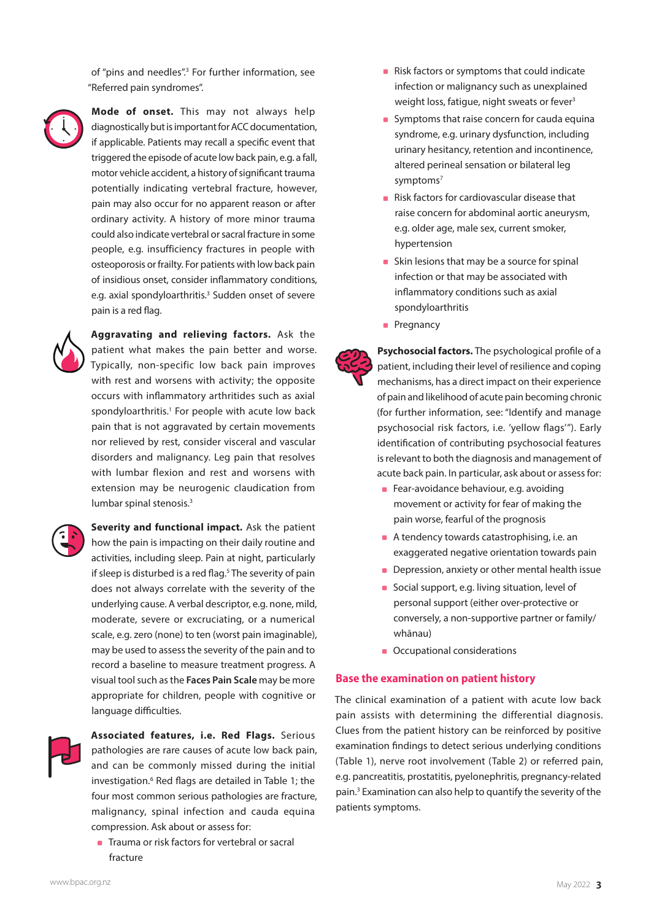of "pins and needles".[3] For further information, see "Referred pain syndromes".

**Mode of onset.** This may not always help diagnostically but is important for ACC documentation, if applicable. Patients may recall a specific event that triggered the episode of acute low back pain, e.g. a fall, motor vehicle accident, a history of significant trauma potentially indicating vertebral fracture, however, pain may also occur for no apparent reason or after ordinary activity. A history of more minor trauma could also indicate vertebral or sacral fracture in some people, e.g. insufficiency fractures in people with osteoporosis or frailty. For patients with low back pain of insidious onset, consider inflammatory conditions, e.g. axial spondyloarthritis.[3] Sudden onset of severe pain is a red flag.

**Aggravating and relieving factors.** Ask the patient what makes the pain better and worse. Typically, non-specific low back pain improves with rest and worsens with activity; the opposite occurs with inflammatory arthritides such as axial spondyloarthritis.[1] For people with acute low back pain that is not aggravated by certain movements nor relieved by rest, consider visceral and vascular disorders and malignancy. Leg pain that resolves with lumbar flexion and rest and worsens with extension may be neurogenic claudication from lumbar spinal stenosis.[3]

**Severity and functional impact.** Ask the patient how the pain is impacting on their daily routine and activities, including sleep. Pain at night, particularly if sleep is disturbed is a red flag.[5] The severity of pain does not always correlate with the severity of the underlying cause. A verbal descriptor, e.g. none, mild, moderate, severe or excruciating, or a numerical scale, e.g. zero (none) to ten (worst pain imaginable), may be used to assess the severity of the pain and to record a baseline to measure treatment progress. A visual tool such as the **Faces Pain Scale** may be more appropriate for children, people with cognitive or language difficulties.

**Associated features, i.e. Red Flags.** Serious pathologies are rare causes of acute low back pain, and can be commonly missed during the initial investigation.[6] Red flags are detailed in Table 1; the four most common serious pathologies are fracture, malignancy, spinal infection and cauda equina compression. Ask about or assess for:

- Trauma or risk factors for vertebral or sacral fracture
- Risk factors or symptoms that could indicate infection or malignancy such as unexplained weight loss, fatigue, night sweats or fever[3]
- Symptoms that raise concern for cauda equina syndrome, e.g. urinary dysfunction, including urinary hesitancy, retention and incontinence, altered perineal sensation or bilateral leg symptoms[7]
- Risk factors for cardiovascular disease that raise concern for abdominal aortic aneurysm, e.g. older age, male sex, current smoker, hypertension
- Skin lesions that may be a source for spinal infection or that may be associated with inflammatory conditions such as axial spondyloarthritis
- Pregnancy

**Psychosocial factors.** The psychological profile of a patient, including their level of resilience and coping mechanisms, has a direct impact on their experience of pain and likelihood of acute pain becoming chronic (for further information, see: "Identify and manage psychosocial risk factors, i.e. 'yellow flags'"). Early identification of contributing psychosocial features is relevant to both the diagnosis and management of acute back pain. In particular, ask about or assess for:

- Fear-avoidance behaviour, e.g. avoiding movement or activity for fear of making the pain worse, fearful of the prognosis
- A tendency towards catastrophising, i.e. an exaggerated negative orientation towards pain
- Depression, anxiety or other mental health issue
- Social support, e.g. living situation, level of personal support (either over-protective or conversely, a non-supportive partner or family/whānau)
- Occupational considerations

## Base the examination on patient history

The clinical examination of a patient with acute low back pain assists with determining the differential diagnosis. Clues from the patient history can be reinforced by positive examination findings to detect serious underlying conditions (Table 1), nerve root involvement (Table 2) or referred pain, e.g. pancreatitis, prostatitis, pyelonephritis, pregnancy-related pain.[3] Examination can also help to quantify the severity of the patients symptoms.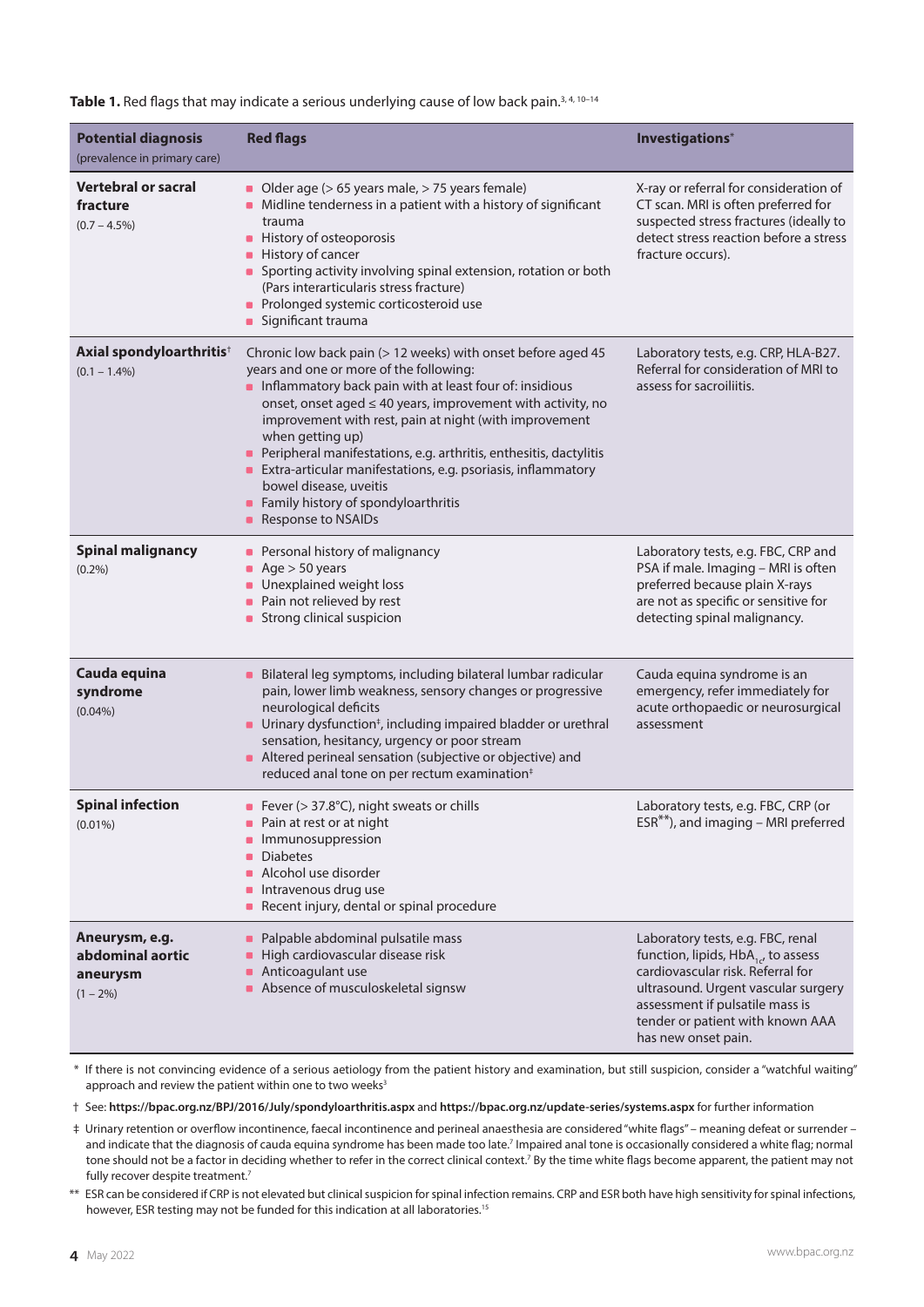**Table 1.** Red flags that may indicate a serious underlying cause of low back pain.[3, 4, 10–14]

| **Potential diagnosis** (prevalence in primary care) | **Red flags** | **Investigations*** |
|---|---|---|
| **Vertebral or sacral fracture** (0.7 – 4.5%) | • Older age (> 65 years male, > 75 years female)<br>• Midline tenderness in a patient with a history of significant trauma<br>• History of osteoporosis<br>• History of cancer<br>• Sporting activity involving spinal extension, rotation or both (Pars interarticularis stress fracture)<br>• Prolonged systemic corticosteroid use<br>• Significant trauma | X-ray or referral for consideration of CT scan. MRI is often preferred for suspected stress fractures (ideally to detect stress reaction before a stress fracture occurs). |
| **Axial spondyloarthritis**† (0.1 – 1.4%) | Chronic low back pain (> 12 weeks) with onset before aged 45 years and one or more of the following:<br>• Inflammatory back pain with at least four of: insidious onset, onset aged ≤ 40 years, improvement with activity, no improvement with rest, pain at night (with improvement when getting up)<br>• Peripheral manifestations, e.g. arthritis, enthesitis, dactylitis<br>• Extra-articular manifestations, e.g. psoriasis, inflammatory bowel disease, uveitis<br>• Family history of spondyloarthritis<br>• Response to NSAIDs | Laboratory tests, e.g. CRP, HLA-B27. Referral for consideration of MRI to assess for sacroiliitis. |
| **Spinal malignancy** (0.2%) | • Personal history of malignancy<br>• Age > 50 years<br>• Unexplained weight loss<br>• Pain not relieved by rest<br>• Strong clinical suspicion | Laboratory tests, e.g. FBC, CRP and PSA if male. Imaging – MRI is often preferred because plain X-rays are not as specific or sensitive for detecting spinal malignancy. |
| **Cauda equina syndrome** (0.04%) | • Bilateral leg symptoms, including bilateral lumbar radicular pain, lower limb weakness, sensory changes or progressive neurological deficits<br>• Urinary dysfunction‡, including impaired bladder or urethral sensation, hesitancy, urgency or poor stream<br>• Altered perineal sensation (subjective or objective) and reduced anal tone on per rectum examination‡ | Cauda equina syndrome is an emergency, refer immediately for acute orthopaedic or neurosurgical assessment |
| **Spinal infection** (0.01%) | • Fever (> 37.8°C), night sweats or chills<br>• Pain at rest or at night<br>• Immunosuppression<br>• Diabetes<br>• Alcohol use disorder<br>• Intravenous drug use<br>• Recent injury, dental or spinal procedure | Laboratory tests, e.g. FBC, CRP (or ESR**), and imaging – MRI preferred |
| **Aneurysm, e.g. abdominal aortic aneurysm** (1 – 2%) | • Palpable abdominal pulsatile mass<br>• High cardiovascular disease risk<br>• Anticoagulant use<br>• Absence of musculoskeletal signsw | Laboratory tests, e.g. FBC, renal function, lipids, $HbA_{1c}$, to assess cardiovascular risk. Referral for ultrasound. Urgent vascular surgery assessment if pulsatile mass is tender or patient with known AAA has new onset pain. |

\* If there is not convincing evidence of a serious aetiology from the patient history and examination, but still suspicion, consider a "watchful waiting" approach and review the patient within one to two weeks[3]

† See: **https://bpac.org.nz/BPJ/2016/July/spondyloarthritis.aspx** and **https://bpac.org.nz/update-series/systems.aspx** for further information

‡ Urinary retention or overflow incontinence, faecal incontinence and perineal anaesthesia are considered "white flags" – meaning defeat or surrender – and indicate that the diagnosis of cauda equina syndrome has been made too late.[7] Impaired anal tone is occasionally considered a white flag; normal tone should not be a factor in deciding whether to refer in the correct clinical context.[7] By the time white flags become apparent, the patient may not fully recover despite treatment.[7]

** ESR can be considered if CRP is not elevated but clinical suspicion for spinal infection remains. CRP and ESR both have high sensitivity for spinal infections, however, ESR testing may not be funded for this indication at all laboratories.[15]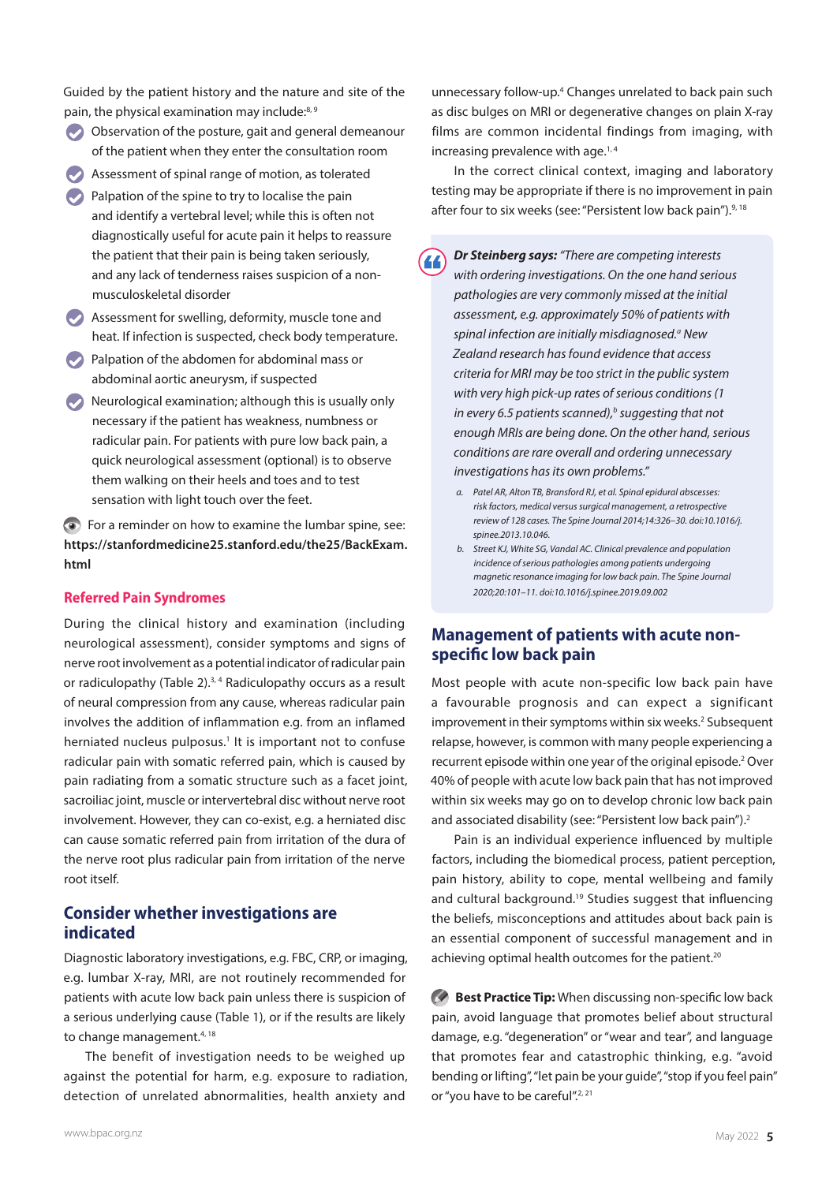Guided by the patient history and the nature and site of the pain, the physical examination may include:[8, 9]

- Observation of the posture, gait and general demeanour of the patient when they enter the consultation room
- Assessment of spinal range of motion, as tolerated
- Palpation of the spine to try to localise the pain and identify a vertebral level; while this is often not diagnostically useful for acute pain it helps to reassure the patient that their pain is being taken seriously, and any lack of tenderness raises suspicion of a non-musculoskeletal disorder
- Assessment for swelling, deformity, muscle tone and heat. If infection is suspected, check body temperature.
- Palpation of the abdomen for abdominal mass or abdominal aortic aneurysm, if suspected
- Neurological examination; although this is usually only necessary if the patient has weakness, numbness or radicular pain. For patients with pure low back pain, a quick neurological assessment (optional) is to observe them walking on their heels and toes and to test sensation with light touch over the feet.

For a reminder on how to examine the lumbar spine, see: **https://stanfordmedicine25.stanford.edu/the25/BackExam.html**

### Referred Pain Syndromes

During the clinical history and examination (including neurological assessment), consider symptoms and signs of nerve root involvement as a potential indicator of radicular pain or radiculopathy (Table 2).[3, 4] Radiculopathy occurs as a result of neural compression from any cause, whereas radicular pain involves the addition of inflammation e.g. from an inflamed herniated nucleus pulposus.[1] It is important not to confuse radicular pain with somatic referred pain, which is caused by pain radiating from a somatic structure such as a facet joint, sacroiliac joint, muscle or intervertebral disc without nerve root involvement. However, they can co-exist, e.g. a herniated disc can cause somatic referred pain from irritation of the dura of the nerve root plus radicular pain from irritation of the nerve root itself.

## Consider whether investigations are indicated

Diagnostic laboratory investigations, e.g. FBC, CRP, or imaging, e.g. lumbar X-ray, MRI, are not routinely recommended for patients with acute low back pain unless there is suspicion of a serious underlying cause (Table 1), or if the results are likely to change management.[4, 18]

The benefit of investigation needs to be weighed up against the potential for harm, e.g. exposure to radiation, detection of unrelated abnormalities, health anxiety and unnecessary follow-up.[4] Changes unrelated to back pain such as disc bulges on MRI or degenerative changes on plain X-ray films are common incidental findings from imaging, with increasing prevalence with age.[1, 4]

In the correct clinical context, imaging and laboratory testing may be appropriate if there is no improvement in pain after four to six weeks (see: "Persistent low back pain").[9, 18]

> ***Dr Steinberg says:*** *"There are competing interests with ordering investigations. On the one hand serious pathologies are very commonly missed at the initial assessment, e.g. approximately 50% of patients with spinal infection are initially misdiagnosed.[a] New Zealand research has found evidence that access criteria for MRI may be too strict in the public system with very high pick-up rates of serious conditions (1 in every 6.5 patients scanned),[b] suggesting that not enough MRIs are being done. On the other hand, serious conditions are rare overall and ordering unnecessary investigations has its own problems."*
>
> a. *Patel AR, Alton TB, Bransford RJ, et al. Spinal epidural abscesses: risk factors, medical versus surgical management, a retrospective review of 128 cases. The Spine Journal 2014;14:326–30. doi:10.1016/j.spinee.2013.10.046.*
>
> b. *Street KJ, White SG, Vandal AC. Clinical prevalence and population incidence of serious pathologies among patients undergoing magnetic resonance imaging for low back pain. The Spine Journal 2020;20:101–11. doi:10.1016/j.spinee.2019.09.002*

## Management of patients with acute non-specific low back pain

Most people with acute non-specific low back pain have a favourable prognosis and can expect a significant improvement in their symptoms within six weeks.[2] Subsequent relapse, however, is common with many people experiencing a recurrent episode within one year of the original episode.[2] Over 40% of people with acute low back pain that has not improved within six weeks may go on to develop chronic low back pain and associated disability (see: "Persistent low back pain").[2]

Pain is an individual experience influenced by multiple factors, including the biomedical process, patient perception, pain history, ability to cope, mental wellbeing and family and cultural background.[19] Studies suggest that influencing the beliefs, misconceptions and attitudes about back pain is an essential component of successful management and in achieving optimal health outcomes for the patient.[20]

**Best Practice Tip:** When discussing non-specific low back pain, avoid language that promotes belief about structural damage, e.g. "degeneration" or "wear and tear", and language that promotes fear and catastrophic thinking, e.g. "avoid bending or lifting", "let pain be your guide", "stop if you feel pain" or "you have to be careful".[2, 21]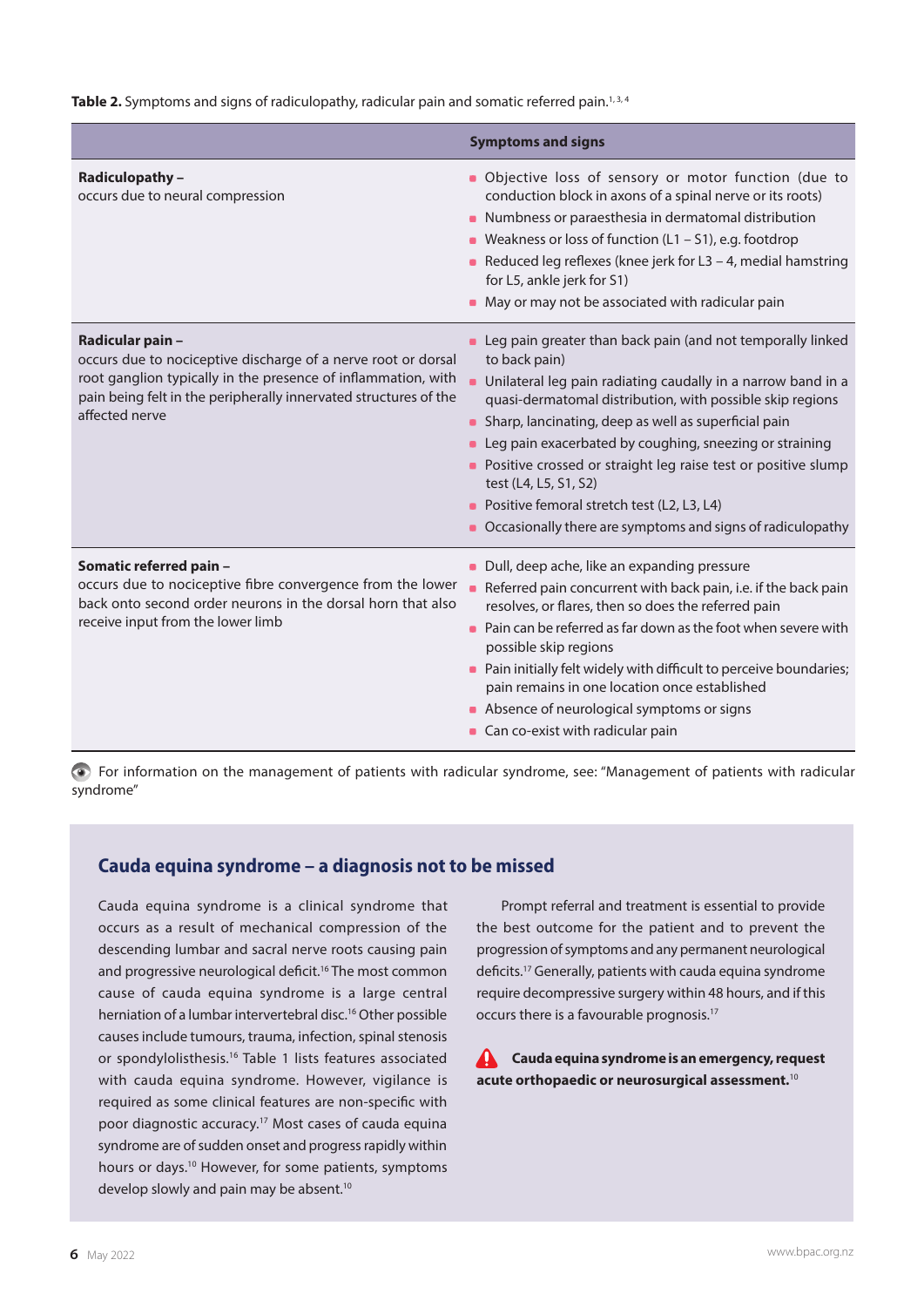**Table 2.** Symptoms and signs of radiculopathy, radicular pain and somatic referred pain.[1,3,4]

| | Symptoms and signs |
|---|---|
| **Radiculopathy –** occurs due to neural compression | • Objective loss of sensory or motor function (due to conduction block in axons of a spinal nerve or its roots)<br>• Numbness or paraesthesia in dermatomal distribution<br>• Weakness or loss of function (L1 – S1), e.g. footdrop<br>• Reduced leg reflexes (knee jerk for L3 – 4, medial hamstring for L5, ankle jerk for S1)<br>• May or may not be associated with radicular pain |
| **Radicular pain –** occurs due to nociceptive discharge of a nerve root or dorsal root ganglion typically in the presence of inflammation, with pain being felt in the peripherally innervated structures of the affected nerve | • Leg pain greater than back pain (and not temporally linked to back pain)<br>• Unilateral leg pain radiating caudally in a narrow band in a quasi-dermatomal distribution, with possible skip regions<br>• Sharp, lancinating, deep as well as superficial pain<br>• Leg pain exacerbated by coughing, sneezing or straining<br>• Positive crossed or straight leg raise test or positive slump test (L4, L5, S1, S2)<br>• Positive femoral stretch test (L2, L3, L4)<br>• Occasionally there are symptoms and signs of radiculopathy |
| **Somatic referred pain –** occurs due to nociceptive fibre convergence from the lower back onto second order neurons in the dorsal horn that also receive input from the lower limb | • Dull, deep ache, like an expanding pressure<br>• Referred pain concurrent with back pain, i.e. if the back pain resolves, or flares, then so does the referred pain<br>• Pain can be referred as far down as the foot when severe with possible skip regions<br>• Pain initially felt widely with difficult to perceive boundaries; pain remains in one location once established<br>• Absence of neurological symptoms or signs<br>• Can co-exist with radicular pain |

For information on the management of patients with radicular syndrome, see: "Management of patients with radicular syndrome"

## Cauda equina syndrome – a diagnosis not to be missed

Cauda equina syndrome is a clinical syndrome that occurs as a result of mechanical compression of the descending lumbar and sacral nerve roots causing pain and progressive neurological deficit.[16] The most common cause of cauda equina syndrome is a large central herniation of a lumbar intervertebral disc.[16] Other possible causes include tumours, trauma, infection, spinal stenosis or spondylolisthesis.[16] Table 1 lists features associated with cauda equina syndrome. However, vigilance is required as some clinical features are non-specific with poor diagnostic accuracy.[17] Most cases of cauda equina syndrome are of sudden onset and progress rapidly within hours or days.[10] However, for some patients, symptoms develop slowly and pain may be absent.[10]

Prompt referral and treatment is essential to provide the best outcome for the patient and to prevent the progression of symptoms and any permanent neurological deficits.[17] Generally, patients with cauda equina syndrome require decompressive surgery within 48 hours, and if this occurs there is a favourable prognosis.[17]

**Cauda equina syndrome is an emergency, request acute orthopaedic or neurosurgical assessment.**[10]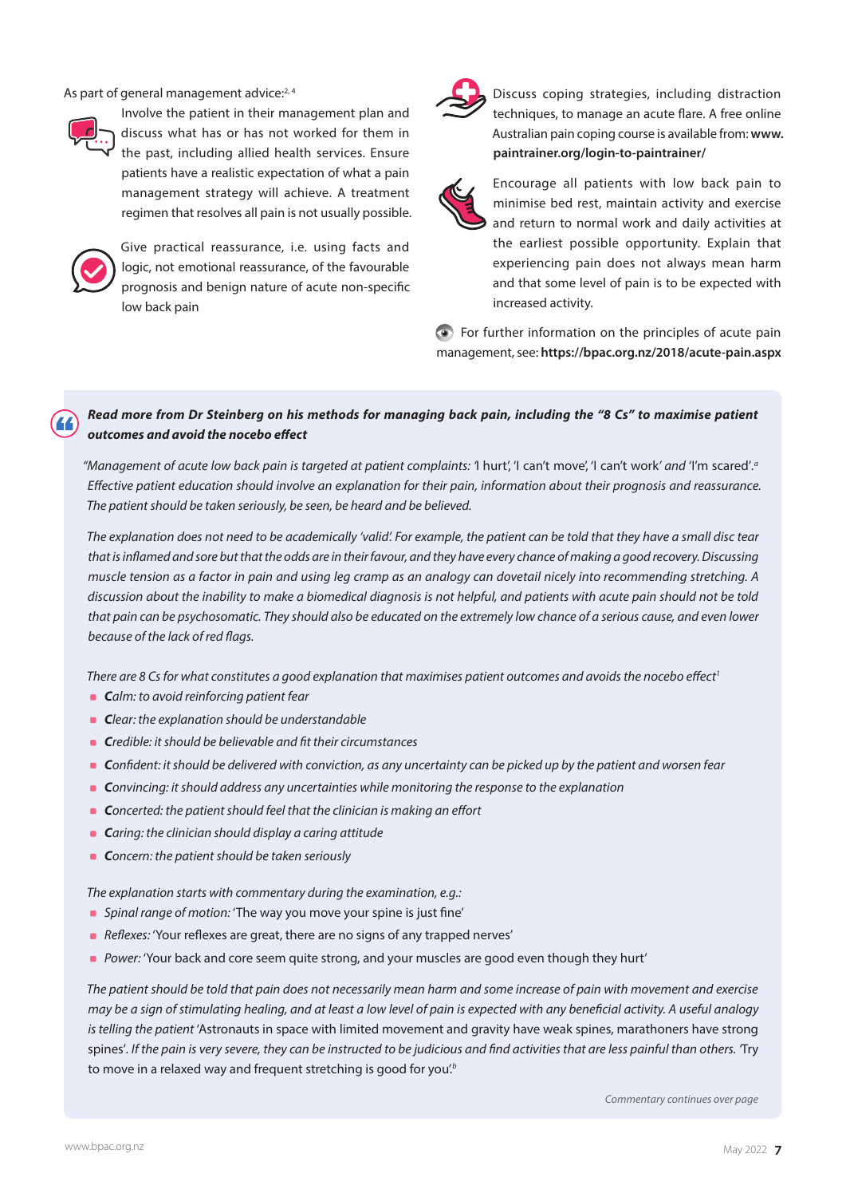As part of general management advice:[2, 4]

Involve the patient in their management plan and discuss what has or has not worked for them in the past, including allied health services. Ensure patients have a realistic expectation of what a pain management strategy will achieve. A treatment regimen that resolves all pain is not usually possible.

Give practical reassurance, i.e. using facts and logic, not emotional reassurance, of the favourable prognosis and benign nature of acute non-specific low back pain

Discuss coping strategies, including distraction techniques, to manage an acute flare. A free online Australian pain coping course is available from: **www.paintrainer.org/login-to-paintrainer/**

Encourage all patients with low back pain to minimise bed rest, maintain activity and exercise and return to normal work and daily activities at the earliest possible opportunity. Explain that experiencing pain does not always mean harm and that some level of pain is to be expected with increased activity.

For further information on the principles of acute pain management, see: **https://bpac.org.nz/2018/acute-pain.aspx**

***Read more from Dr Steinberg on his methods for managing back pain, including the "8 Cs" to maximise patient outcomes and avoid the nocebo effect***

*"Management of acute low back pain is targeted at patient complaints:* 'I hurt', 'I can't move', 'I can't work' *and* 'I'm scared'.[a] *Effective patient education should involve an explanation for their pain, information about their prognosis and reassurance. The patient should be taken seriously, be seen, be heard and be believed.*

*The explanation does not need to be academically 'valid'. For example, the patient can be told that they have a small disc tear that is inflamed and sore but that the odds are in their favour, and they have every chance of making a good recovery. Discussing muscle tension as a factor in pain and using leg cramp as an analogy can dovetail nicely into recommending stretching. A discussion about the inability to make a biomedical diagnosis is not helpful, and patients with acute pain should not be told that pain can be psychosomatic. They should also be educated on the extremely low chance of a serious cause, and even lower because of the lack of red flags.*

*There are 8 Cs for what constitutes a good explanation that maximises patient outcomes and avoids the nocebo effect*[1]

- ***C**alm: to avoid reinforcing patient fear*
- ***C**lear: the explanation should be understandable*
- ***C**redible: it should be believable and fit their circumstances*
- ***C**onfident: it should be delivered with conviction, as any uncertainty can be picked up by the patient and worsen fear*
- ***C**onvincing: it should address any uncertainties while monitoring the response to the explanation*
- ***C**oncerted: the patient should feel that the clinician is making an effort*
- ***C**aring: the clinician should display a caring attitude*
- ***C**oncern: the patient should be taken seriously*

*The explanation starts with commentary during the examination, e.g.:*

- *Spinal range of motion:* 'The way you move your spine is just fine'
- *Reflexes:* 'Your reflexes are great, there are no signs of any trapped nerves'
- *Power:* 'Your back and core seem quite strong, and your muscles are good even though they hurt'

*The patient should be told that pain does not necessarily mean harm and some increase of pain with movement and exercise may be a sign of stimulating healing, and at least a low level of pain is expected with any beneficial activity. A useful analogy is telling the patient* 'Astronauts in space with limited movement and gravity have weak spines, marathoners have strong spines'. *If the pain is very severe, they can be instructed to be judicious and find activities that are less painful than others.* 'Try to move in a relaxed way and frequent stretching is good for you'.[b]

*Commentary continues over page*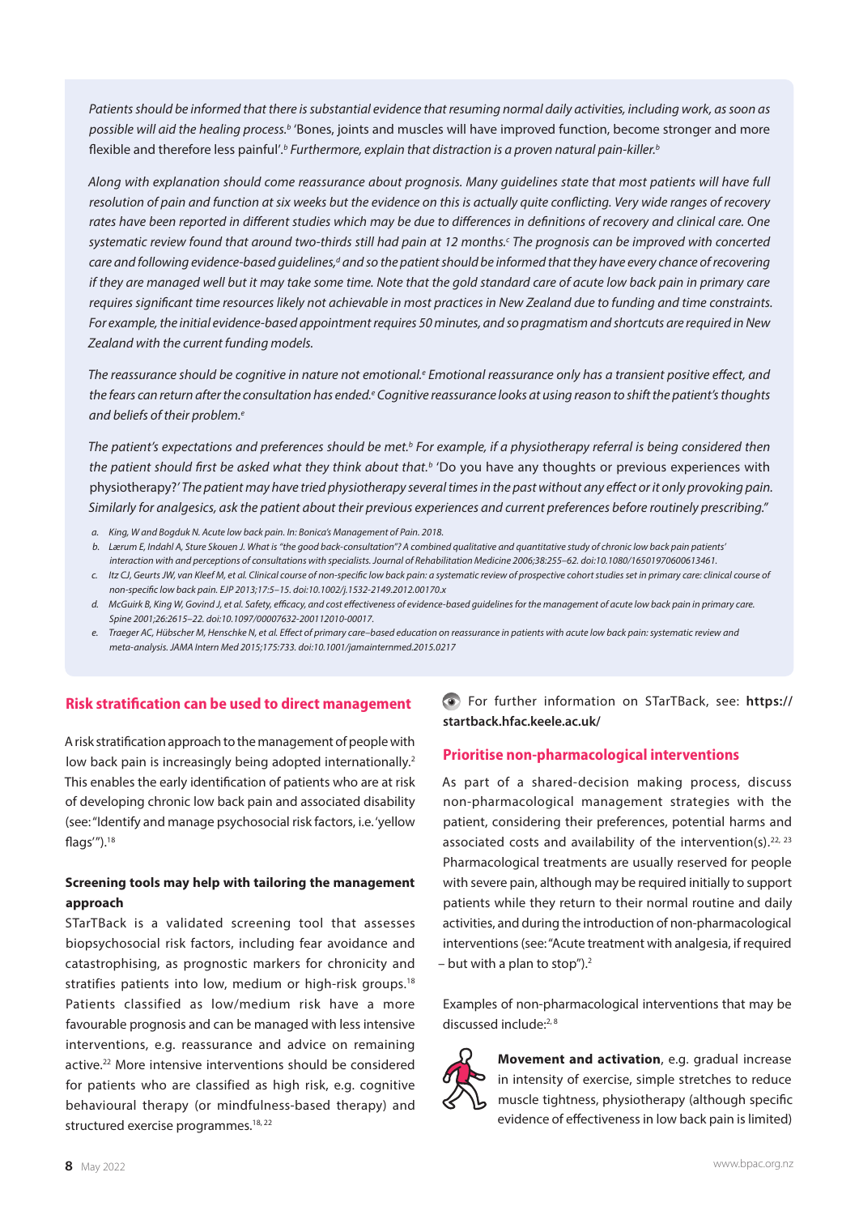*Patients should be informed that there is substantial evidence that resuming normal daily activities, including work, as soon as possible will aid the healing process.*[b] 'Bones, joints and muscles will have improved function, become stronger and more flexible and therefore less painful'.[b] *Furthermore, explain that distraction is a proven natural pain-killer.*[b]

*Along with explanation should come reassurance about prognosis. Many guidelines state that most patients will have full resolution of pain and function at six weeks but the evidence on this is actually quite conflicting. Very wide ranges of recovery rates have been reported in different studies which may be due to differences in definitions of recovery and clinical care. One systematic review found that around two-thirds still had pain at 12 months.*[c] *The prognosis can be improved with concerted care and following evidence-based guidelines,*[d] *and so the patient should be informed that they have every chance of recovering if they are managed well but it may take some time. Note that the gold standard care of acute low back pain in primary care requires significant time resources likely not achievable in most practices in New Zealand due to funding and time constraints. For example, the initial evidence-based appointment requires 50 minutes, and so pragmatism and shortcuts are required in New Zealand with the current funding models.*

*The reassurance should be cognitive in nature not emotional.*[e] *Emotional reassurance only has a transient positive effect, and the fears can return after the consultation has ended.*[e] *Cognitive reassurance looks at using reason to shift the patient's thoughts and beliefs of their problem.*[e]

*The patient's expectations and preferences should be met.*[b] *For example, if a physiotherapy referral is being considered then the patient should first be asked what they think about that.*[b] 'Do you have any thoughts or previous experiences with physiotherapy?' *The patient may have tried physiotherapy several times in the past without any effect or it only provoking pain. Similarly for analgesics, ask the patient about their previous experiences and current preferences before routinely prescribing."*

a. *King, W and Bogduk N. Acute low back pain. In: Bonica's Management of Pain. 2018.*
b. *Lærum E, Indahl A, Sture Skouen J. What is "the good back-consultation"? A combined qualitative and quantitative study of chronic low back pain patients' interaction with and perceptions of consultations with specialists. Journal of Rehabilitation Medicine 2006;38:255–62. doi:10.1080/16501970600613461.*
c. *Itz CJ, Geurts JW, van Kleef M, et al. Clinical course of non-specific low back pain: a systematic review of prospective cohort studies set in primary care: clinical course of non-specific low back pain. EJP 2013;17:5–15. doi:10.1002/j.1532-2149.2012.00170.x*
d. *McGuirk B, King W, Govind J, et al. Safety, efficacy, and cost effectiveness of evidence-based guidelines for the management of acute low back pain in primary care. Spine 2001;26:2615–22. doi:10.1097/00007632-200112010-00017.*
e. *Traeger AC, Hübscher M, Henschke N, et al. Effect of primary care–based education on reassurance in patients with acute low back pain: systematic review and meta-analysis. JAMA Intern Med 2015;175:733. doi:10.1001/jamainternmed.2015.0217*

## Risk stratification can be used to direct management

A risk stratification approach to the management of people with low back pain is increasingly being adopted internationally.[2] This enables the early identification of patients who are at risk of developing chronic low back pain and associated disability (see: "Identify and manage psychosocial risk factors, i.e. 'yellow flags'").[18]

### Screening tools may help with tailoring the management approach

STarTBack is a validated screening tool that assesses biopsychosocial risk factors, including fear avoidance and catastrophising, as prognostic markers for chronicity and stratifies patients into low, medium or high-risk groups.[18] Patients classified as low/medium risk have a more favourable prognosis and can be managed with less intensive interventions, e.g. reassurance and advice on remaining active.[22] More intensive interventions should be considered for patients who are classified as high risk, e.g. cognitive behavioural therapy (or mindfulness-based therapy) and structured exercise programmes.[18, 22]

For further information on STarTBack, see: **https://startback.hfac.keele.ac.uk/**

## Prioritise non-pharmacological interventions

As part of a shared-decision making process, discuss non-pharmacological management strategies with the patient, considering their preferences, potential harms and associated costs and availability of the intervention(s).[22, 23] Pharmacological treatments are usually reserved for people with severe pain, although may be required initially to support patients while they return to their normal routine and daily activities, and during the introduction of non-pharmacological interventions (see: "Acute treatment with analgesia, if required – but with a plan to stop").[2]

Examples of non-pharmacological interventions that may be discussed include:[2, 8]

**Movement and activation**, e.g. gradual increase in intensity of exercise, simple stretches to reduce muscle tightness, physiotherapy (although specific evidence of effectiveness in low back pain is limited)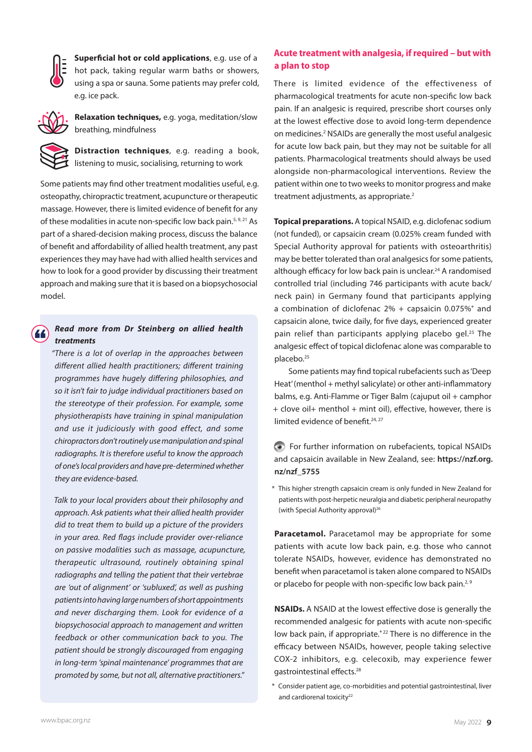**Superficial hot or cold applications**, e.g. use of a hot pack, taking regular warm baths or showers, using a spa or sauna. Some patients may prefer cold, e.g. ice pack.

**Relaxation techniques,** e.g. yoga, meditation/slow breathing, mindfulness

**Distraction techniques**, e.g. reading a book, listening to music, socialising, returning to work

Some patients may find other treatment modalities useful, e.g. osteopathy, chiropractic treatment, acupuncture or therapeutic massage. However, there is limited evidence of benefit for any of these modalities in acute non-specific low back pain.[5, 9, 21] As part of a shared-decision making process, discuss the balance of benefit and affordability of allied health treatment, any past experiences they may have had with allied health services and how to look for a good provider by discussing their treatment approach and making sure that it is based on a biopsychosocial model.

> ***Read more from Dr Steinberg on allied health treatments***
>
> *"There is a lot of overlap in the approaches between different allied health practitioners; different training programmes have hugely differing philosophies, and so it isn't fair to judge individual practitioners based on the stereotype of their profession. For example, some physiotherapists have training in spinal manipulation and use it judiciously with good effect, and some chiropractors don't routinely use manipulation and spinal radiographs. It is therefore useful to know the approach of one's local providers and have pre-determined whether they are evidence-based.*
>
> *Talk to your local providers about their philosophy and approach. Ask patients what their allied health provider did to treat them to build up a picture of the providers in your area. Red flags include provider over-reliance on passive modalities such as massage, acupuncture, therapeutic ultrasound, routinely obtaining spinal radiographs and telling the patient that their vertebrae are 'out of alignment' or 'subluxed', as well as pushing patients into having large numbers of short appointments and never discharging them. Look for evidence of a biopsychosocial approach to management and written feedback or other communication back to you. The patient should be strongly discouraged from engaging in long-term 'spinal maintenance' programmes that are promoted by some, but not all, alternative practitioners."*

### Acute treatment with analgesia, if required – but with a plan to stop

There is limited evidence of the effectiveness of pharmacological treatments for acute non-specific low back pain. If an analgesic is required, prescribe short courses only at the lowest effective dose to avoid long-term dependence on medicines.[2] NSAIDs are generally the most useful analgesic for acute low back pain, but they may not be suitable for all patients. Pharmacological treatments should always be used alongside non-pharmacological interventions. Review the patient within one to two weeks to monitor progress and make treatment adjustments, as appropriate.[2]

**Topical preparations.** A topical NSAID, e.g. diclofenac sodium (not funded), or capsaicin cream (0.025% cream funded with Special Authority approval for patients with osteoarthritis) may be better tolerated than oral analgesics for some patients, although efficacy for low back pain is unclear.[24] A randomised controlled trial (including 746 participants with acute back/neck pain) in Germany found that participants applying a combination of diclofenac 2% + capsaicin 0.075%* and capsaicin alone, twice daily, for five days, experienced greater pain relief than participants applying placebo gel.[25] The analgesic effect of topical diclofenac alone was comparable to placebo.[25]

Some patients may find topical rubefacients such as 'Deep Heat' (menthol + methyl salicylate) or other anti-inflammatory balms, e.g. Anti-Flamme or Tiger Balm (cajuput oil + camphor + clove oil+ menthol + mint oil), effective, however, there is limited evidence of benefit.[24, 27]

For further information on rubefacients, topical NSAIDs and capsaicin available in New Zealand, see: **https://nzf.org.nz/nzf_5755**

\* This higher strength capsaicin cream is only funded in New Zealand for patients with post-herpetic neuralgia and diabetic peripheral neuropathy (with Special Authority approval)[26]

**Paracetamol.** Paracetamol may be appropriate for some patients with acute low back pain, e.g. those who cannot tolerate NSAIDs, however, evidence has demonstrated no benefit when paracetamol is taken alone compared to NSAIDs or placebo for people with non-specific low back pain.[2, 9]

**NSAIDs.** A NSAID at the lowest effective dose is generally the recommended analgesic for patients with acute non-specific low back pain, if appropriate.*[22] There is no difference in the efficacy between NSAIDs, however, people taking selective COX-2 inhibitors, e.g. celecoxib, may experience fewer gastrointestinal effects.[28]

\* Consider patient age, co-morbidities and potential gastrointestinal, liver and cardiorenal toxicity[22]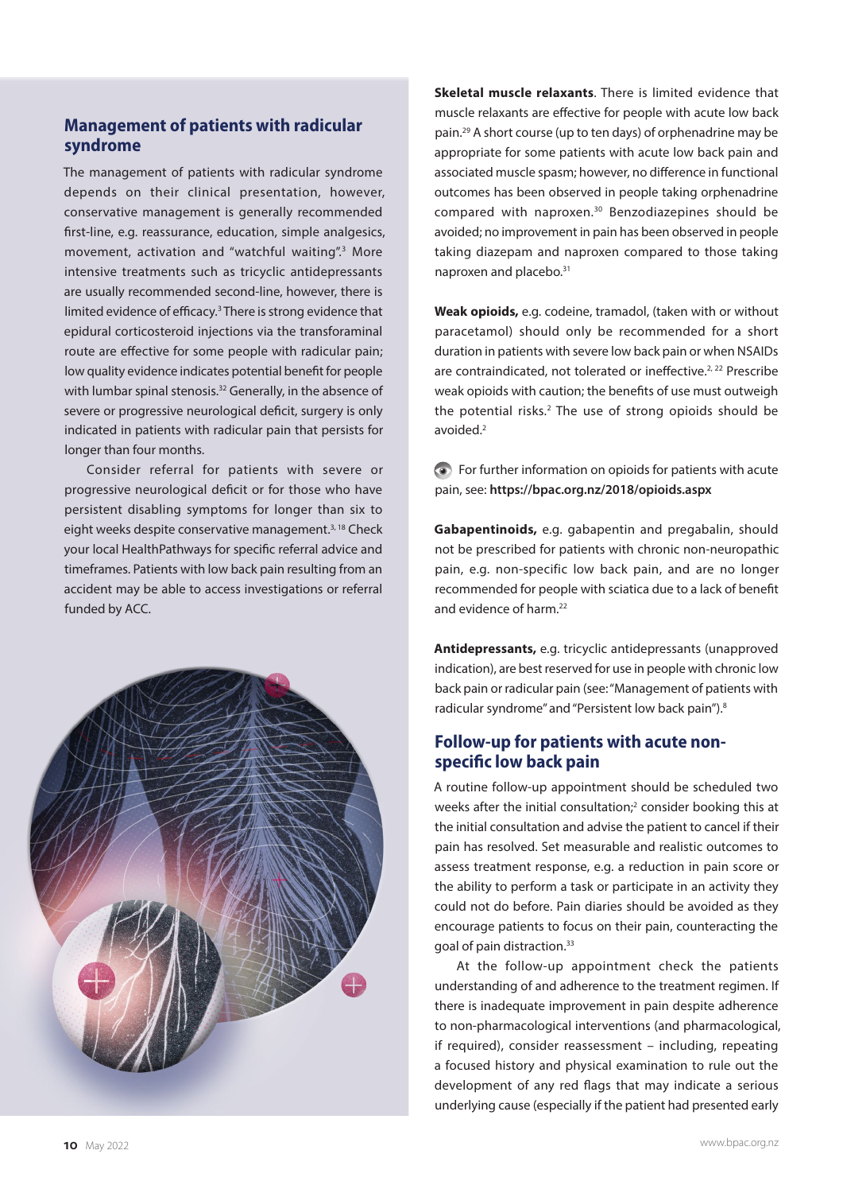## Management of patients with radicular syndrome

The management of patients with radicular syndrome depends on their clinical presentation, however, conservative management is generally recommended first-line, e.g. reassurance, education, simple analgesics, movement, activation and "watchful waiting".[3] More intensive treatments such as tricyclic antidepressants are usually recommended second-line, however, there is limited evidence of efficacy.[3] There is strong evidence that epidural corticosteroid injections via the transforaminal route are effective for some people with radicular pain; low quality evidence indicates potential benefit for people with lumbar spinal stenosis.[32] Generally, in the absence of severe or progressive neurological deficit, surgery is only indicated in patients with radicular pain that persists for longer than four months.

Consider referral for patients with severe or progressive neurological deficit or for those who have persistent disabling symptoms for longer than six to eight weeks despite conservative management.[3, 18] Check your local HealthPathways for specific referral advice and timeframes. Patients with low back pain resulting from an accident may be able to access investigations or referral funded by ACC.

**Skeletal muscle relaxants**. There is limited evidence that muscle relaxants are effective for people with acute low back pain.[29] A short course (up to ten days) of orphenadrine may be appropriate for some patients with acute low back pain and associated muscle spasm; however, no difference in functional outcomes has been observed in people taking orphenadrine compared with naproxen.[30] Benzodiazepines should be avoided; no improvement in pain has been observed in people taking diazepam and naproxen compared to those taking naproxen and placebo.[31]

**Weak opioids,** e.g. codeine, tramadol, (taken with or without paracetamol) should only be recommended for a short duration in patients with severe low back pain or when NSAIDs are contraindicated, not tolerated or ineffective.[2, 22] Prescribe weak opioids with caution; the benefits of use must outweigh the potential risks.[2] The use of strong opioids should be avoided.[2]

For further information on opioids for patients with acute pain, see: **https://bpac.org.nz/2018/opioids.aspx**

**Gabapentinoids,** e.g. gabapentin and pregabalin, should not be prescribed for patients with chronic non-neuropathic pain, e.g. non-specific low back pain, and are no longer recommended for people with sciatica due to a lack of benefit and evidence of harm.[22]

**Antidepressants,** e.g. tricyclic antidepressants (unapproved indication), are best reserved for use in people with chronic low back pain or radicular pain (see: "Management of patients with radicular syndrome" and "Persistent low back pain").[8]

## Follow-up for patients with acute non-specific low back pain

A routine follow-up appointment should be scheduled two weeks after the initial consultation;[2] consider booking this at the initial consultation and advise the patient to cancel if their pain has resolved. Set measurable and realistic outcomes to assess treatment response, e.g. a reduction in pain score or the ability to perform a task or participate in an activity they could not do before. Pain diaries should be avoided as they encourage patients to focus on their pain, counteracting the goal of pain distraction.[33]

At the follow-up appointment check the patients understanding of and adherence to the treatment regimen. If there is inadequate improvement in pain despite adherence to non-pharmacological interventions (and pharmacological, if required), consider reassessment – including, repeating a focused history and physical examination to rule out the development of any red flags that may indicate a serious underlying cause (especially if the patient had presented early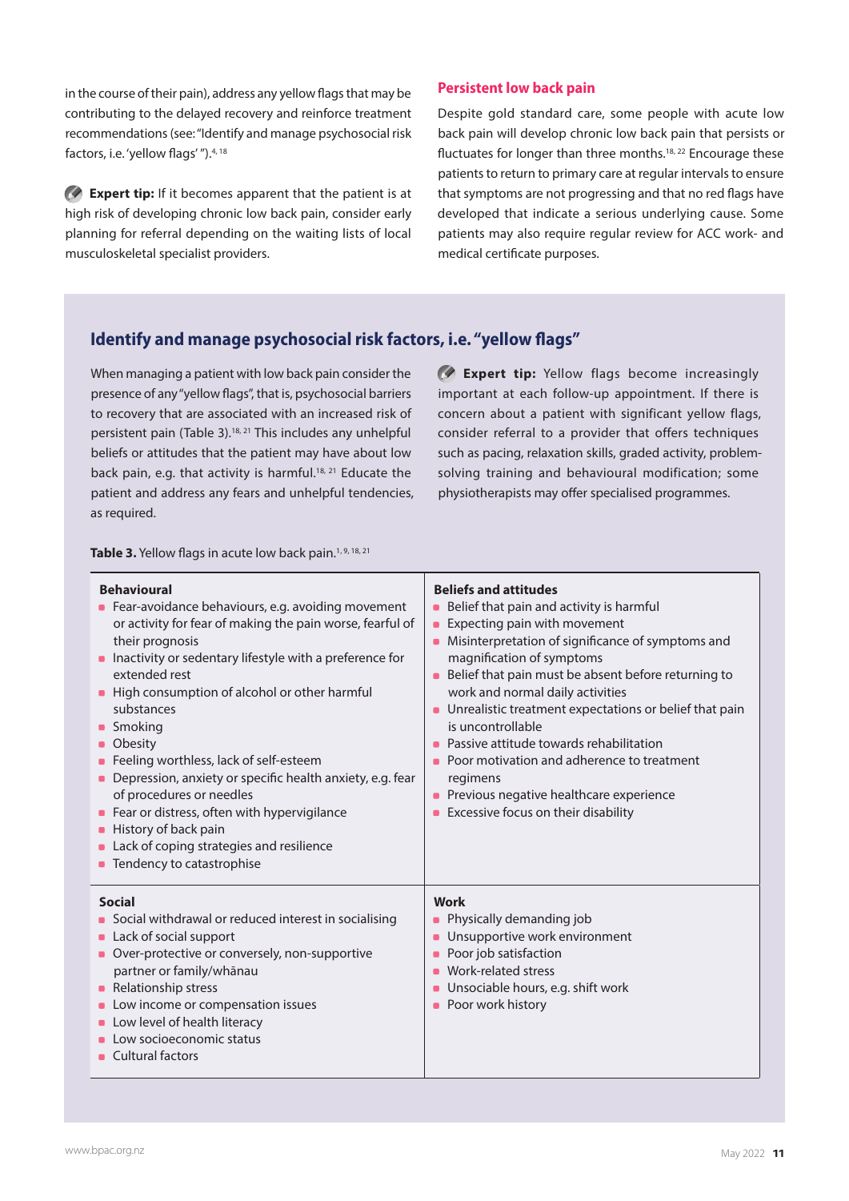in the course of their pain), address any yellow flags that may be contributing to the delayed recovery and reinforce treatment recommendations (see: "Identify and manage psychosocial risk factors, i.e. 'yellow flags' ").[4, 18]

**Expert tip:** If it becomes apparent that the patient is at high risk of developing chronic low back pain, consider early planning for referral depending on the waiting lists of local musculoskeletal specialist providers.

## Persistent low back pain

Despite gold standard care, some people with acute low back pain will develop chronic low back pain that persists or fluctuates for longer than three months.[18, 22] Encourage these patients to return to primary care at regular intervals to ensure that symptoms are not progressing and that no red flags have developed that indicate a serious underlying cause. Some patients may also require regular review for ACC work- and medical certificate purposes.

## Identify and manage psychosocial risk factors, i.e. "yellow flags"

When managing a patient with low back pain consider the presence of any "yellow flags", that is, psychosocial barriers to recovery that are associated with an increased risk of persistent pain (Table 3).[18, 21] This includes any unhelpful beliefs or attitudes that the patient may have about low back pain, e.g. that activity is harmful.[18, 21] Educate the patient and address any fears and unhelpful tendencies, as required.

**Expert tip:** Yellow flags become increasingly important at each follow-up appointment. If there is concern about a patient with significant yellow flags, consider referral to a provider that offers techniques such as pacing, relaxation skills, graded activity, problem-solving training and behavioural modification; some physiotherapists may offer specialised programmes.

**Table 3.** Yellow flags in acute low back pain.[1, 9, 18, 21]

| Behavioural | Beliefs and attitudes |
|---|---|
| • Fear-avoidance behaviours, e.g. avoiding movement or activity for fear of making the pain worse, fearful of their prognosis<br>• Inactivity or sedentary lifestyle with a preference for extended rest<br>• High consumption of alcohol or other harmful substances<br>• Smoking<br>• Obesity<br>• Feeling worthless, lack of self-esteem<br>• Depression, anxiety or specific health anxiety, e.g. fear of procedures or needles<br>• Fear or distress, often with hypervigilance<br>• History of back pain<br>• Lack of coping strategies and resilience<br>• Tendency to catastrophise | • Belief that pain and activity is harmful<br>• Expecting pain with movement<br>• Misinterpretation of significance of symptoms and magnification of symptoms<br>• Belief that pain must be absent before returning to work and normal daily activities<br>• Unrealistic treatment expectations or belief that pain is uncontrollable<br>• Passive attitude towards rehabilitation<br>• Poor motivation and adherence to treatment regimens<br>• Previous negative healthcare experience<br>• Excessive focus on their disability |
| **Social** | **Work** |
| • Social withdrawal or reduced interest in socialising<br>• Lack of social support<br>• Over-protective or conversely, non-supportive partner or family/whānau<br>• Relationship stress<br>• Low income or compensation issues<br>• Low level of health literacy<br>• Low socioeconomic status<br>• Cultural factors | • Physically demanding job<br>• Unsupportive work environment<br>• Poor job satisfaction<br>• Work-related stress<br>• Unsociable hours, e.g. shift work<br>• Poor work history |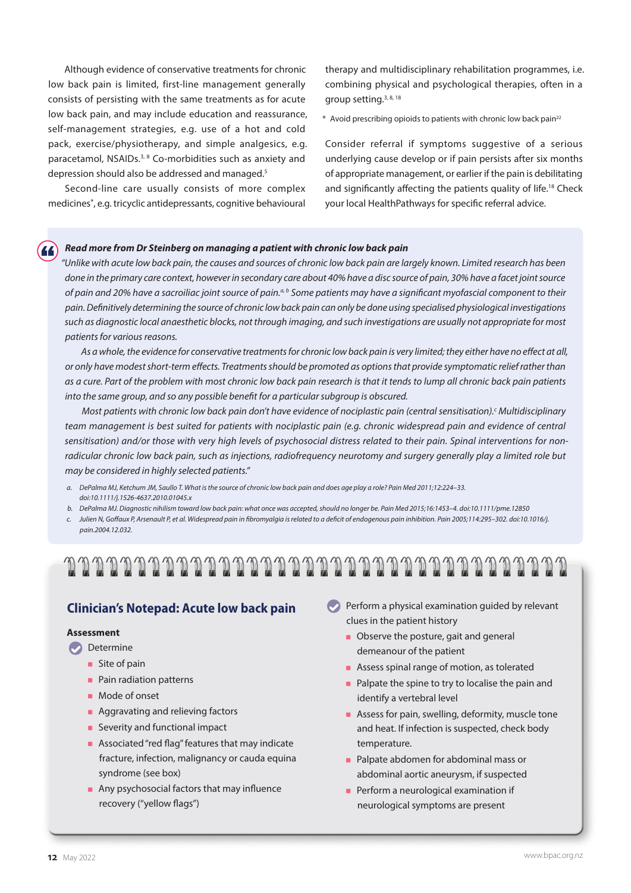Although evidence of conservative treatments for chronic low back pain is limited, first-line management generally consists of persisting with the same treatments as for acute low back pain, and may include education and reassurance, self-management strategies, e.g. use of a hot and cold pack, exercise/physiotherapy, and simple analgesics, e.g. paracetamol, NSAIDs.[3, 8] Co-morbidities such as anxiety and depression should also be addressed and managed.[5]

Second-line care usually consists of more complex medicines*, e.g. tricyclic antidepressants, cognitive behavioural therapy and multidisciplinary rehabilitation programmes, i.e. combining physical and psychological therapies, often in a group setting.[3, 8, 18]

\* Avoid prescribing opioids to patients with chronic low back pain[22]

Consider referral if symptoms suggestive of a serious underlying cause develop or if pain persists after six months of appropriate management, or earlier if the pain is debilitating and significantly affecting the patients quality of life.[18] Check your local HealthPathways for specific referral advice.

***Read more from Dr Steinberg on managing a patient with chronic low back pain***

*"Unlike with acute low back pain, the causes and sources of chronic low back pain are largely known. Limited research has been done in the primary care context, however in secondary care about 40% have a disc source of pain, 30% have a facet joint source of pain and 20% have a sacroiliac joint source of pain.[a, b] Some patients may have a significant myofascial component to their pain. Definitively determining the source of chronic low back pain can only be done using specialised physiological investigations such as diagnostic local anaesthetic blocks, not through imaging, and such investigations are usually not appropriate for most patients for various reasons.*

*As a whole, the evidence for conservative treatments for chronic low back pain is very limited; they either have no effect at all, or only have modest short-term effects. Treatments should be promoted as options that provide symptomatic relief rather than as a cure. Part of the problem with most chronic low back pain research is that it tends to lump all chronic back pain patients into the same group, and so any possible benefit for a particular subgroup is obscured.*

*Most patients with chronic low back pain don't have evidence of nociplastic pain (central sensitisation).[c] Multidisciplinary team management is best suited for patients with nociplastic pain (e.g. chronic widespread pain and evidence of central sensitisation) and/or those with very high levels of psychosocial distress related to their pain. Spinal interventions for non-radicular chronic low back pain, such as injections, radiofrequency neurotomy and surgery generally play a limited role but may be considered in highly selected patients."*

a. DePalma MJ, Ketchum JM, Saullo T. What is the source of chronic low back pain and does age play a role? Pain Med 2011;12:224–33. doi:10.1111/j.1526-4637.2010.01045.x
b. DePalma MJ. Diagnostic nihilism toward low back pain: what once was accepted, should no longer be. Pain Med 2015;16:1453–4. doi:10.1111/pme.12850
c. Julien N, Goffaux P, Arsenault P, et al. Widespread pain in fibromyalgia is related to a deficit of endogenous pain inhibition. Pain 2005;114:295–302. doi:10.1016/j.pain.2004.12.032.

## Clinician's Notepad: Acute low back pain

**Assessment**

- Determine
  - Site of pain
  - Pain radiation patterns
  - Mode of onset
  - Aggravating and relieving factors
  - Severity and functional impact
  - Associated "red flag" features that may indicate fracture, infection, malignancy or cauda equina syndrome (see box)
  - Any psychosocial factors that may influence recovery ("yellow flags")
- Perform a physical examination guided by relevant clues in the patient history
  - Observe the posture, gait and general demeanour of the patient
  - Assess spinal range of motion, as tolerated
  - Palpate the spine to try to localise the pain and identify a vertebral level
  - Assess for pain, swelling, deformity, muscle tone and heat. If infection is suspected, check body temperature.
  - Palpate abdomen for abdominal mass or abdominal aortic aneurysm, if suspected
  - Perform a neurological examination if neurological symptoms are present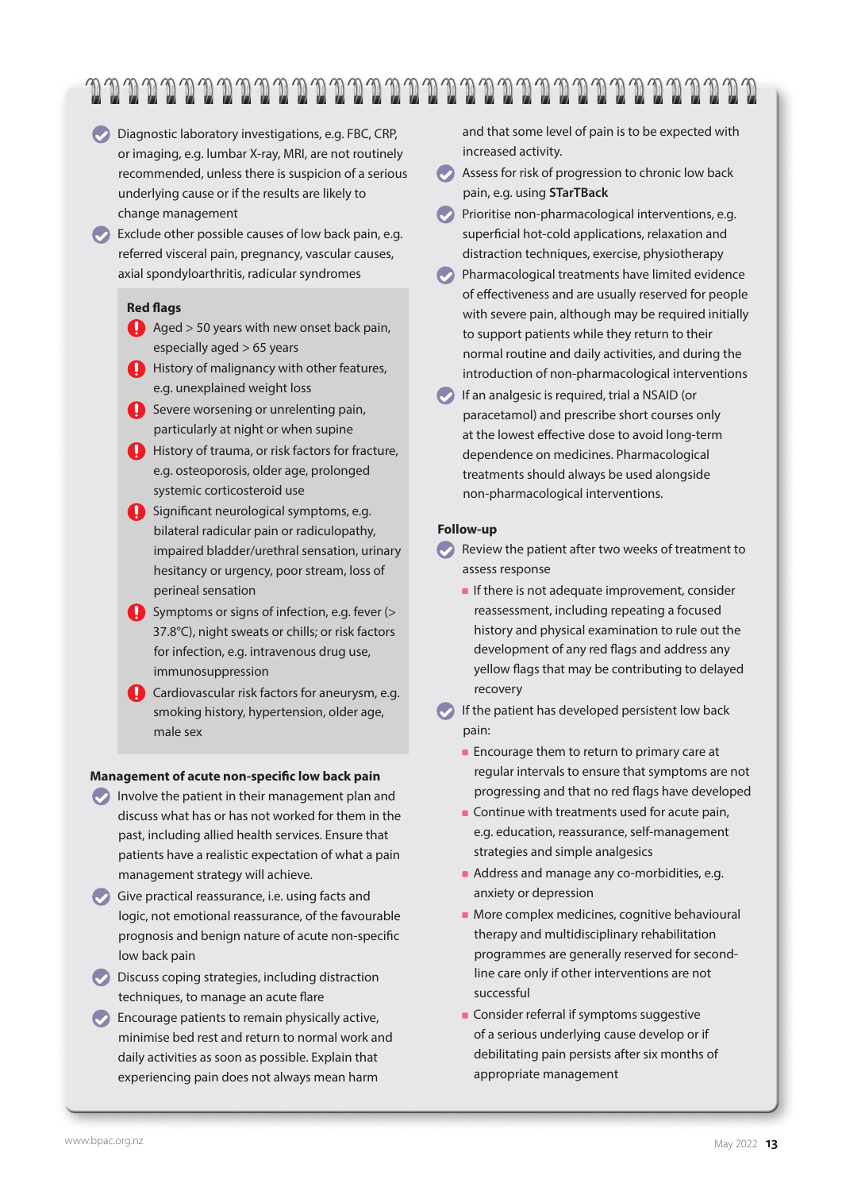- Diagnostic laboratory investigations, e.g. FBC, CRP, or imaging, e.g. lumbar X-ray, MRI, are not routinely recommended, unless there is suspicion of a serious underlying cause or if the results are likely to change management
- Exclude other possible causes of low back pain, e.g. referred visceral pain, pregnancy, vascular causes, axial spondyloarthritis, radicular syndromes

**Red flags**

- Aged > 50 years with new onset back pain, especially aged > 65 years
- History of malignancy with other features, e.g. unexplained weight loss
- Severe worsening or unrelenting pain, particularly at night or when supine
- History of trauma, or risk factors for fracture, e.g. osteoporosis, older age, prolonged systemic corticosteroid use
- Significant neurological symptoms, e.g. bilateral radicular pain or radiculopathy, impaired bladder/urethral sensation, urinary hesitancy or urgency, poor stream, loss of perineal sensation
- Symptoms or signs of infection, e.g. fever (> 37.8°C), night sweats or chills; or risk factors for infection, e.g. intravenous drug use, immunosuppression
- Cardiovascular risk factors for aneurysm, e.g. smoking history, hypertension, older age, male sex

**Management of acute non-specific low back pain**

- Involve the patient in their management plan and discuss what has or has not worked for them in the past, including allied health services. Ensure that patients have a realistic expectation of what a pain management strategy will achieve.
- Give practical reassurance, i.e. using facts and logic, not emotional reassurance, of the favourable prognosis and benign nature of acute non-specific low back pain
- Discuss coping strategies, including distraction techniques, to manage an acute flare
- Encourage patients to remain physically active, minimise bed rest and return to normal work and daily activities as soon as possible. Explain that experiencing pain does not always mean harm and that some level of pain is to be expected with increased activity.
- Assess for risk of progression to chronic low back pain, e.g. using **STarTBack**
- Prioritise non-pharmacological interventions, e.g. superficial hot-cold applications, relaxation and distraction techniques, exercise, physiotherapy
- Pharmacological treatments have limited evidence of effectiveness and are usually reserved for people with severe pain, although may be required initially to support patients while they return to their normal routine and daily activities, and during the introduction of non-pharmacological interventions
- If an analgesic is required, trial a NSAID (or paracetamol) and prescribe short courses only at the lowest effective dose to avoid long-term dependence on medicines. Pharmacological treatments should always be used alongside non-pharmacological interventions.

**Follow-up**

- Review the patient after two weeks of treatment to assess response
  - If there is not adequate improvement, consider reassessment, including repeating a focused history and physical examination to rule out the development of any red flags and address any yellow flags that may be contributing to delayed recovery
- If the patient has developed persistent low back pain:
  - Encourage them to return to primary care at regular intervals to ensure that symptoms are not progressing and that no red flags have developed
  - Continue with treatments used for acute pain, e.g. education, reassurance, self-management strategies and simple analgesics
  - Address and manage any co-morbidities, e.g. anxiety or depression
  - More complex medicines, cognitive behavioural therapy and multidisciplinary rehabilitation programmes are generally reserved for second-line care only if other interventions are not successful
  - Consider referral if symptoms suggestive of a serious underlying cause develop or if debilitating pain persists after six months of appropriate management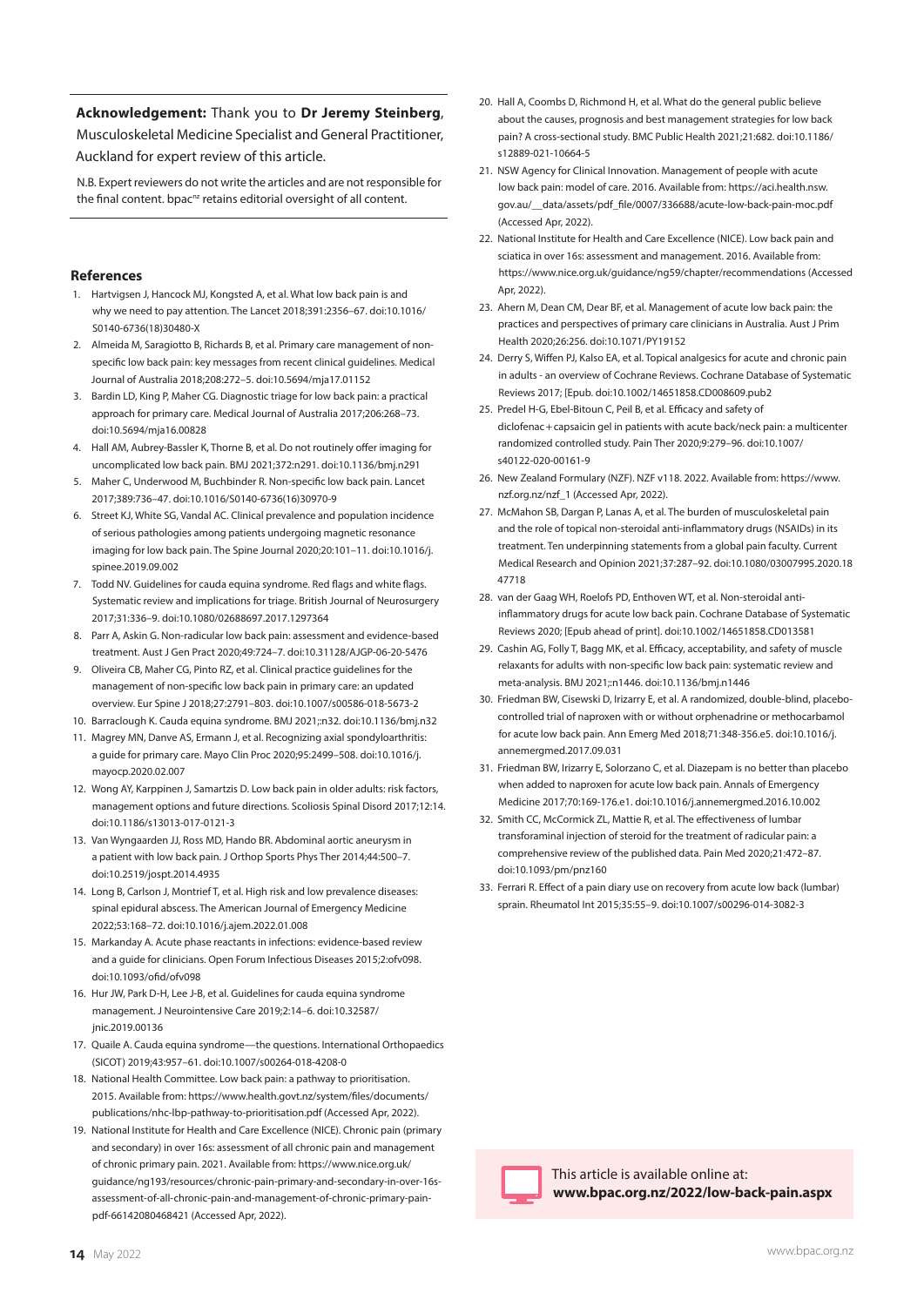**Acknowledgement:** Thank you to **Dr Jeremy Steinberg**, Musculoskeletal Medicine Specialist and General Practitioner, Auckland for expert review of this article.

N.B. Expert reviewers do not write the articles and are not responsible for the final content. bpac[nz] retains editorial oversight of all content.

## References

1. Hartvigsen J, Hancock MJ, Kongsted A, et al. What low back pain is and why we need to pay attention. The Lancet 2018;391:2356–67. doi:10.1016/S0140-6736(18)30480-X
2. Almeida M, Saragiotto B, Richards B, et al. Primary care management of non-specific low back pain: key messages from recent clinical guidelines. Medical Journal of Australia 2018;208:272–5. doi:10.5694/mja17.01152
3. Bardin LD, King P, Maher CG. Diagnostic triage for low back pain: a practical approach for primary care. Medical Journal of Australia 2017;206:268–73. doi:10.5694/mja16.00828
4. Hall AM, Aubrey-Bassler K, Thorne B, et al. Do not routinely offer imaging for uncomplicated low back pain. BMJ 2021;372:n291. doi:10.1136/bmj.n291
5. Maher C, Underwood M, Buchbinder R. Non-specific low back pain. Lancet 2017;389:736–47. doi:10.1016/S0140-6736(16)30970-9
6. Street KJ, White SG, Vandal AC. Clinical prevalence and population incidence of serious pathologies among patients undergoing magnetic resonance imaging for low back pain. The Spine Journal 2020;20:101–11. doi:10.1016/j.spinee.2019.09.002
7. Todd NV. Guidelines for cauda equina syndrome. Red flags and white flags. Systematic review and implications for triage. British Journal of Neurosurgery 2017;31:336–9. doi:10.1080/02688697.2017.1297364
8. Parr A, Askin G. Non-radicular low back pain: assessment and evidence-based treatment. Aust J Gen Pract 2020;49:724–7. doi:10.31128/AJGP-06-20-5476
9. Oliveira CB, Maher CG, Pinto RZ, et al. Clinical practice guidelines for the management of non-specific low back pain in primary care: an updated overview. Eur Spine J 2018;27:2791–803. doi:10.1007/s00586-018-5673-2
10. Barraclough K. Cauda equina syndrome. BMJ 2021;:n32. doi:10.1136/bmj.n32
11. Magrey MN, Danve AS, Ermann J, et al. Recognizing axial spondyloarthritis: a guide for primary care. Mayo Clin Proc 2020;95:2499–508. doi:10.1016/j.mayocp.2020.02.007
12. Wong AY, Karppinen J, Samartzis D. Low back pain in older adults: risk factors, management options and future directions. Scoliosis Spinal Disord 2017;12:14. doi:10.1186/s13013-017-0121-3
13. Van Wyngaarden JJ, Ross MD, Hando BR. Abdominal aortic aneurysm in a patient with low back pain. J Orthop Sports Phys Ther 2014;44:500–7. doi:10.2519/jospt.2014.4935
14. Long B, Carlson J, Montrief T, et al. High risk and low prevalence diseases: spinal epidural abscess. The American Journal of Emergency Medicine 2022;53:168–72. doi:10.1016/j.ajem.2022.01.008
15. Markanday A. Acute phase reactants in infections: evidence-based review and a guide for clinicians. Open Forum Infectious Diseases 2015;2:ofv098. doi:10.1093/ofid/ofv098
16. Hur JW, Park D-H, Lee J-B, et al. Guidelines for cauda equina syndrome management. J Neurointensive Care 2019;2:14–6. doi:10.32587/jnic.2019.00136
17. Quaile A. Cauda equina syndrome—the questions. International Orthopaedics (SICOT) 2019;43:957–61. doi:10.1007/s00264-018-4208-0
18. National Health Committee. Low back pain: a pathway to prioritisation. 2015. Available from: https://www.health.govt.nz/system/files/documents/publications/nhc-lbp-pathway-to-prioritisation.pdf (Accessed Apr, 2022).
19. National Institute for Health and Care Excellence (NICE). Chronic pain (primary and secondary) in over 16s: assessment of all chronic pain and management of chronic primary pain. 2021. Available from: https://www.nice.org.uk/guidance/ng193/resources/chronic-pain-primary-and-secondary-in-over-16s-assessment-of-all-chronic-pain-and-management-of-chronic-primary-pain-pdf-66142080468421 (Accessed Apr, 2022).
20. Hall A, Coombs D, Richmond H, et al. What do the general public believe about the causes, prognosis and best management strategies for low back pain? A cross-sectional study. BMC Public Health 2021;21:682. doi:10.1186/s12889-021-10664-5
21. NSW Agency for Clinical Innovation. Management of people with acute low back pain: model of care. 2016. Available from: https://aci.health.nsw.gov.au/__data/assets/pdf_file/0007/336688/acute-low-back-pain-moc.pdf (Accessed Apr, 2022).
22. National Institute for Health and Care Excellence (NICE). Low back pain and sciatica in over 16s: assessment and management. 2016. Available from: https://www.nice.org.uk/guidance/ng59/chapter/recommendations (Accessed Apr, 2022).
23. Ahern M, Dean CM, Dear BF, et al. Management of acute low back pain: the practices and perspectives of primary care clinicians in Australia. Aust J Prim Health 2020;26:256. doi:10.1071/PY19152
24. Derry S, Wiffen PJ, Kalso EA, et al. Topical analgesics for acute and chronic pain in adults - an overview of Cochrane Reviews. Cochrane Database of Systematic Reviews 2017; [Epub. doi:10.1002/14651858.CD008609.pub2
25. Predel H-G, Ebel-Bitoun C, Peil B, et al. Efficacy and safety of diclofenac + capsaicin gel in patients with acute back/neck pain: a multicenter randomized controlled study. Pain Ther 2020;9:279–96. doi:10.1007/s40122-020-00161-9
26. New Zealand Formulary (NZF). NZF v118. 2022. Available from: https://www.nzf.org.nz/nzf_1 (Accessed Apr, 2022).
27. McMahon SB, Dargan P, Lanas A, et al. The burden of musculoskeletal pain and the role of topical non-steroidal anti-inflammatory drugs (NSAIDs) in its treatment. Ten underpinning statements from a global pain faculty. Current Medical Research and Opinion 2021;37:287–92. doi:10.1080/03007995.2020.1847718
28. van der Gaag WH, Roelofs PD, Enthoven WT, et al. Non-steroidal anti-inflammatory drugs for acute low back pain. Cochrane Database of Systematic Reviews 2020; [Epub ahead of print]. doi:10.1002/14651858.CD013581
29. Cashin AG, Folly T, Bagg MK, et al. Efficacy, acceptability, and safety of muscle relaxants for adults with non-specific low back pain: systematic review and meta-analysis. BMJ 2021;:n1446. doi:10.1136/bmj.n1446
30. Friedman BW, Cisewski D, Irizarry E, et al. A randomized, double-blind, placebo-controlled trial of naproxen with or without orphenadrine or methocarbamol for acute low back pain. Ann Emerg Med 2018;71:348-356.e5. doi:10.1016/j.annemergmed.2017.09.031
31. Friedman BW, Irizarry E, Solorzano C, et al. Diazepam is no better than placebo when added to naproxen for acute low back pain. Annals of Emergency Medicine 2017;70:169-176.e1. doi:10.1016/j.annemergmed.2016.10.002
32. Smith CC, McCormick ZL, Mattie R, et al. The effectiveness of lumbar transforaminal injection of steroid for the treatment of radicular pain: a comprehensive review of the published data. Pain Med 2020;21:472–87. doi:10.1093/pm/pnz160
33. Ferrari R. Effect of a pain diary use on recovery from acute low back (lumbar) sprain. Rheumatol Int 2015;35:55–9. doi:10.1007/s00296-014-3082-3

This article is available online at:
**www.bpac.org.nz/2022/low-back-pain.aspx**